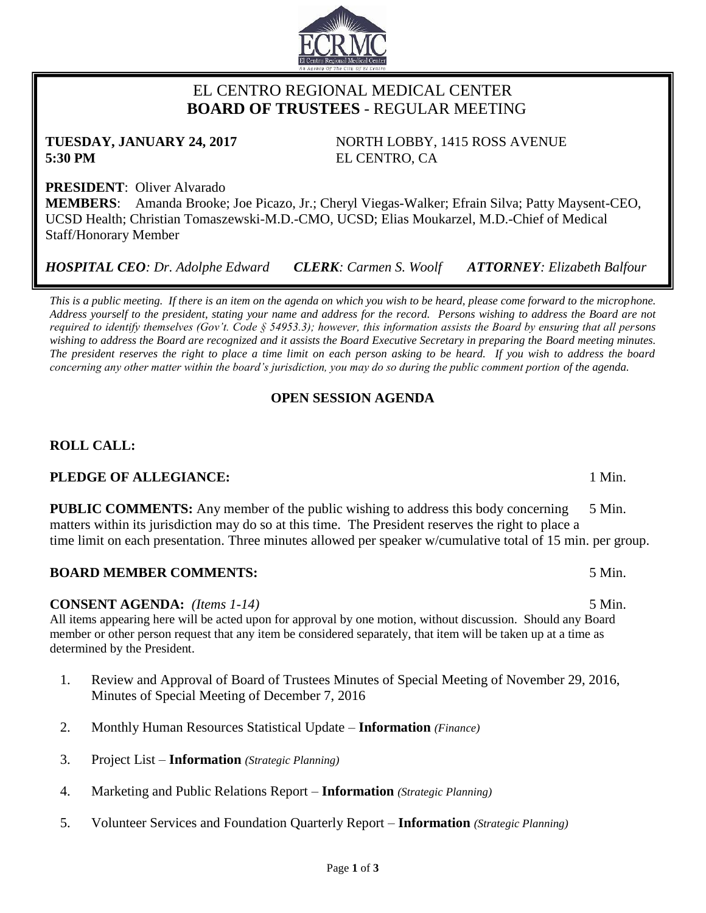# EL CENTRO REGIONAL MEDICAL CENTER
## **BOARD OF TRUSTEES** - REGULAR MEETING

**TUESDAY, JANUARY 24, 2017**
**5:30 PM**

NORTH LOBBY, 1415 ROSS AVENUE
EL CENTRO, CA

**PRESIDENT**: Oliver Alvarado
**MEMBERS**: Amanda Brooke; Joe Picazo, Jr.; Cheryl Viegas-Walker; Efrain Silva; Patty Maysent-CEO, UCSD Health; Christian Tomaszewski-M.D.-CMO, UCSD; Elias Moukarzel, M.D.-Chief of Medical Staff/Honorary Member

***HOSPITAL CEO**: Dr. Adolphe Edward* ***CLERK**: Carmen S. Woolf* ***ATTORNEY**: Elizabeth Balfour*

*This is a public meeting. If there is an item on the agenda on which you wish to be heard, please come forward to the microphone. Address yourself to the president, stating your name and address for the record. Persons wishing to address the Board are not required to identify themselves (Gov't. Code § 54953.3); however, this information assists the Board by ensuring that all persons wishing to address the Board are recognized and it assists the Board Executive Secretary in preparing the Board meeting minutes. The president reserves the right to place a time limit on each person asking to be heard. If you wish to address the board concerning any other matter within the board's jurisdiction, you may do so during the public comment portion of the agenda.*

### OPEN SESSION AGENDA

**ROLL CALL:**

**PLEDGE OF ALLEGIANCE:** 1 Min.

**PUBLIC COMMENTS:** Any member of the public wishing to address this body concerning matters within its jurisdiction may do so at this time. The President reserves the right to place a time limit on each presentation. Three minutes allowed per speaker w/cumulative total of 15 min. per group. 5 Min.

**BOARD MEMBER COMMENTS:** 5 Min.

**CONSENT AGENDA:** *(Items 1-14)* 5 Min.
All items appearing here will be acted upon for approval by one motion, without discussion. Should any Board member or other person request that any item be considered separately, that item will be taken up at a time as determined by the President.

1. Review and Approval of Board of Trustees Minutes of Special Meeting of November 29, 2016, Minutes of Special Meeting of December 7, 2016
2. Monthly Human Resources Statistical Update – **Information** *(Finance)*
3. Project List – **Information** *(Strategic Planning)*
4. Marketing and Public Relations Report – **Information** *(Strategic Planning)*
5. Volunteer Services and Foundation Quarterly Report – **Information** *(Strategic Planning)*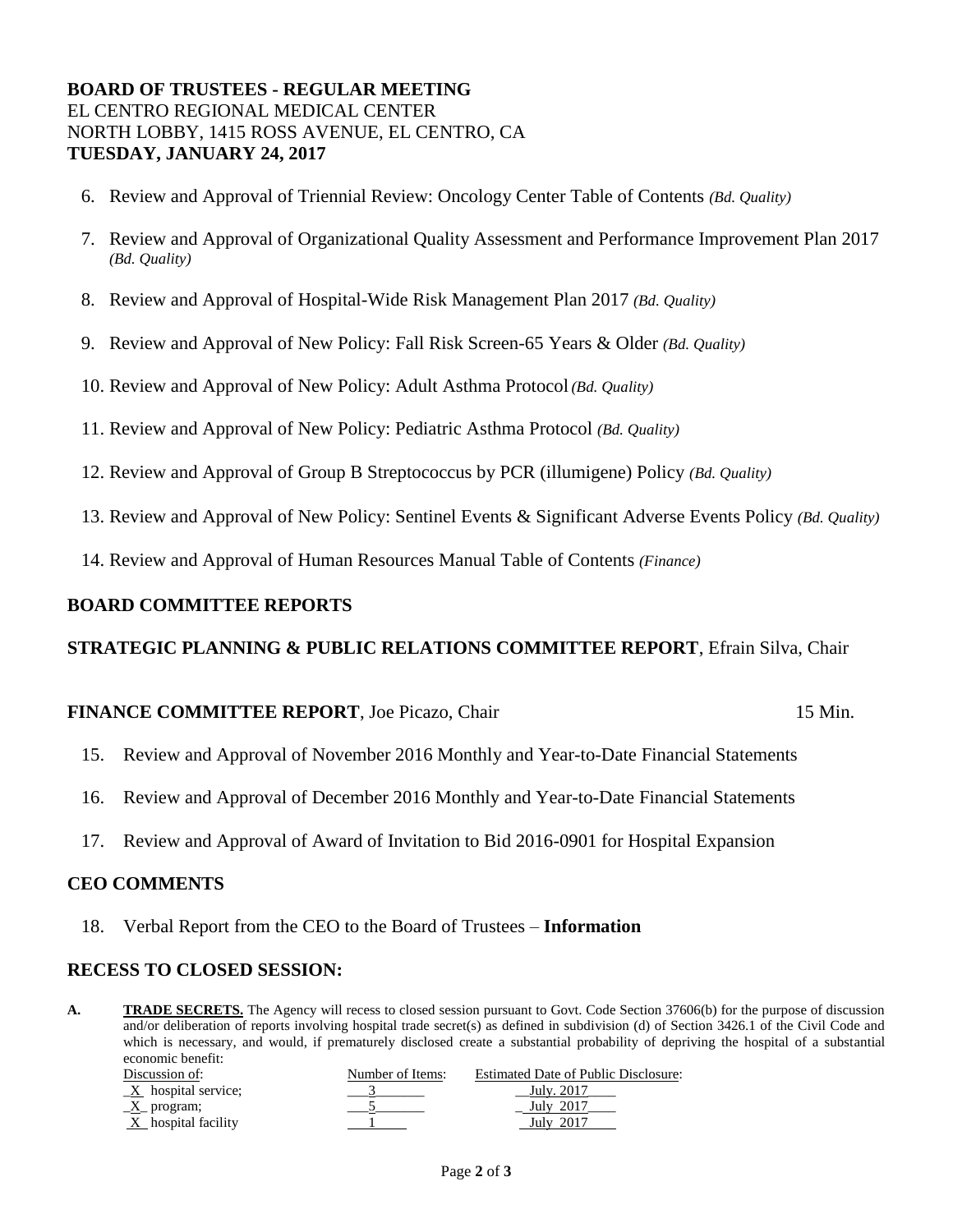**BOARD OF TRUSTEES - REGULAR MEETING**
EL CENTRO REGIONAL MEDICAL CENTER
NORTH LOBBY, 1415 ROSS AVENUE, EL CENTRO, CA
**TUESDAY, JANUARY 24, 2017**

6. Review and Approval of Triennial Review: Oncology Center Table of Contents *(Bd. Quality)*

7. Review and Approval of Organizational Quality Assessment and Performance Improvement Plan 2017 *(Bd. Quality)*

8. Review and Approval of Hospital-Wide Risk Management Plan 2017 *(Bd. Quality)*

9. Review and Approval of New Policy: Fall Risk Screen-65 Years & Older *(Bd. Quality)*

10. Review and Approval of New Policy: Adult Asthma Protocol *(Bd. Quality)*

11. Review and Approval of New Policy: Pediatric Asthma Protocol *(Bd. Quality)*

12. Review and Approval of Group B Streptococcus by PCR (illumigene) Policy *(Bd. Quality)*

13. Review and Approval of New Policy: Sentinel Events & Significant Adverse Events Policy *(Bd. Quality)*

14. Review and Approval of Human Resources Manual Table of Contents *(Finance)*

## BOARD COMMITTEE REPORTS

**STRATEGIC PLANNING & PUBLIC RELATIONS COMMITTEE REPORT**, Efrain Silva, Chair

**FINANCE COMMITTEE REPORT**, Joe Picazo, Chair 15 Min.

15. Review and Approval of November 2016 Monthly and Year-to-Date Financial Statements

16. Review and Approval of December 2016 Monthly and Year-to-Date Financial Statements

17. Review and Approval of Award of Invitation to Bid 2016-0901 for Hospital Expansion

## CEO COMMENTS

18. Verbal Report from the CEO to the Board of Trustees – **Information**

## RECESS TO CLOSED SESSION:

**A. TRADE SECRETS.** The Agency will recess to closed session pursuant to Govt. Code Section 37606(b) for the purpose of discussion and/or deliberation of reports involving hospital trade secret(s) as defined in subdivision (d) of Section 3426.1 of the Civil Code and which is necessary, and would, if prematurely disclosed create a substantial probability of depriving the hospital of a substantial economic benefit:

| Discussion of: | Number of Items: | Estimated Date of Public Disclosure: |
|---|---|---|
| X hospital service; | 3 | July. 2017 |
| X program; | 5 | July 2017 |
| X hospital facility | 1 | July 2017 |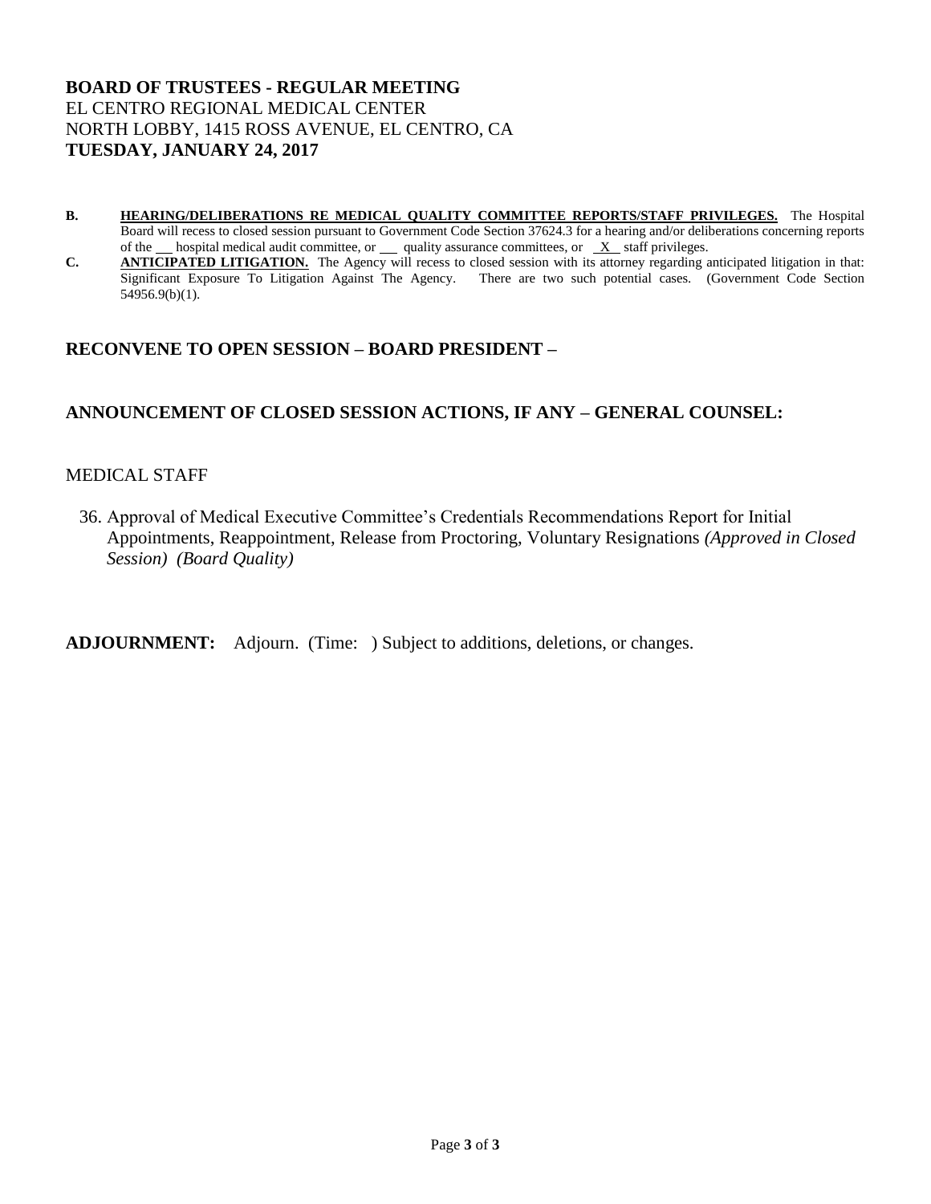**BOARD OF TRUSTEES - REGULAR MEETING**
EL CENTRO REGIONAL MEDICAL CENTER
NORTH LOBBY, 1415 ROSS AVENUE, EL CENTRO, CA
**TUESDAY, JANUARY 24, 2017**

**B.** **HEARING/DELIBERATIONS RE MEDICAL QUALITY COMMITTEE REPORTS/STAFF PRIVILEGES.** The Hospital Board will recess to closed session pursuant to Government Code Section 37624.3 for a hearing and/or deliberations concerning reports of the \_\_ hospital medical audit committee, or \_\_ quality assurance committees, or \_X\_ staff privileges.

**C.** **ANTICIPATED LITIGATION.** The Agency will recess to closed session with its attorney regarding anticipated litigation in that: Significant Exposure To Litigation Against The Agency. There are two such potential cases. (Government Code Section 54956.9(b)(1).

## RECONVENE TO OPEN SESSION – BOARD PRESIDENT –

## ANNOUNCEMENT OF CLOSED SESSION ACTIONS, IF ANY – GENERAL COUNSEL:

MEDICAL STAFF

36. Approval of Medical Executive Committee's Credentials Recommendations Report for Initial Appointments, Reappointment, Release from Proctoring, Voluntary Resignations *(Approved in Closed Session) (Board Quality)*

**ADJOURNMENT:** Adjourn. (Time: ) Subject to additions, deletions, or changes.